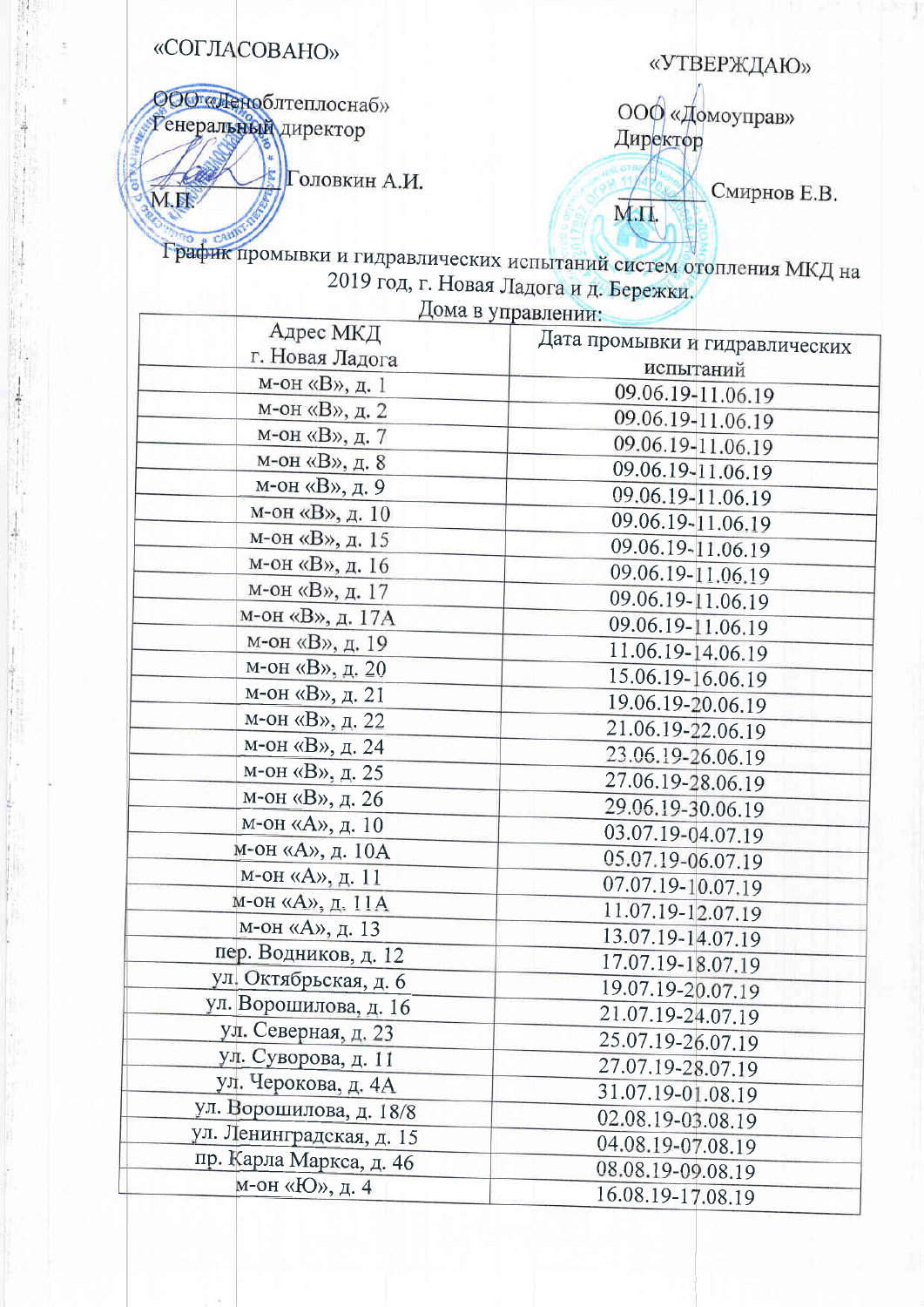«СОГЛАСОВАНО»

ООО «Леноблтеплоснаб»
Генеральный директор

_____________ Головкин А.И.
М.П.

«УТВЕРЖДАЮ»

ООО «Домоуправ»
Директор

_____________ Смирнов Е.В.
М.П.

## График промывки и гидравлических испытаний систем отопления МКД на 2019 год, г. Новая Ладога и д. Бережки.

Дома в управлении:

| Адрес МКД г. Новая Ладога | Дата промывки и гидравлических испытаний |
|---|---|
| м-он «В», д. 1 | 09.06.19-11.06.19 |
| м-он «В», д. 2 | 09.06.19-11.06.19 |
| м-он «В», д. 7 | 09.06.19-11.06.19 |
| м-он «В», д. 8 | 09.06.19-11.06.19 |
| м-он «В», д. 9 | 09.06.19-11.06.19 |
| м-он «В», д. 10 | 09.06.19-11.06.19 |
| м-он «В», д. 15 | 09.06.19-11.06.19 |
| м-он «В», д. 16 | 09.06.19-11.06.19 |
| м-он «В», д. 17 | 09.06.19-11.06.19 |
| м-он «В», д. 17А | 09.06.19-11.06.19 |
| м-он «В», д. 19 | 11.06.19-14.06.19 |
| м-он «В», д. 20 | 15.06.19-16.06.19 |
| м-он «В», д. 21 | 19.06.19-20.06.19 |
| м-он «В», д. 22 | 21.06.19-22.06.19 |
| м-он «В», д. 24 | 23.06.19-26.06.19 |
| м-он «В», д. 25 | 27.06.19-28.06.19 |
| м-он «В», д. 26 | 29.06.19-30.06.19 |
| м-он «А», д. 10 | 03.07.19-04.07.19 |
| м-он «А», д. 10А | 05.07.19-06.07.19 |
| м-он «А», д. 11 | 07.07.19-10.07.19 |
| м-он «А», д. 11А | 11.07.19-12.07.19 |
| м-он «А», д. 13 | 13.07.19-14.07.19 |
| пер. Водников, д. 12 | 17.07.19-18.07.19 |
| ул. Октябрьская, д. 6 | 19.07.19-20.07.19 |
| ул. Ворошилова, д. 16 | 21.07.19-24.07.19 |
| ул. Северная, д. 23 | 25.07.19-26.07.19 |
| ул. Суворова, д. 11 | 27.07.19-28.07.19 |
| ул. Черокова, д. 4А | 31.07.19-01.08.19 |
| ул. Ворошилова, д. 18/8 | 02.08.19-03.08.19 |
| ул. Ленинградская, д. 15 | 04.08.19-07.08.19 |
| пр. Карла Маркса, д. 46 | 08.08.19-09.08.19 |
| м-он «Ю», д. 4 | 16.08.19-17.08.19 |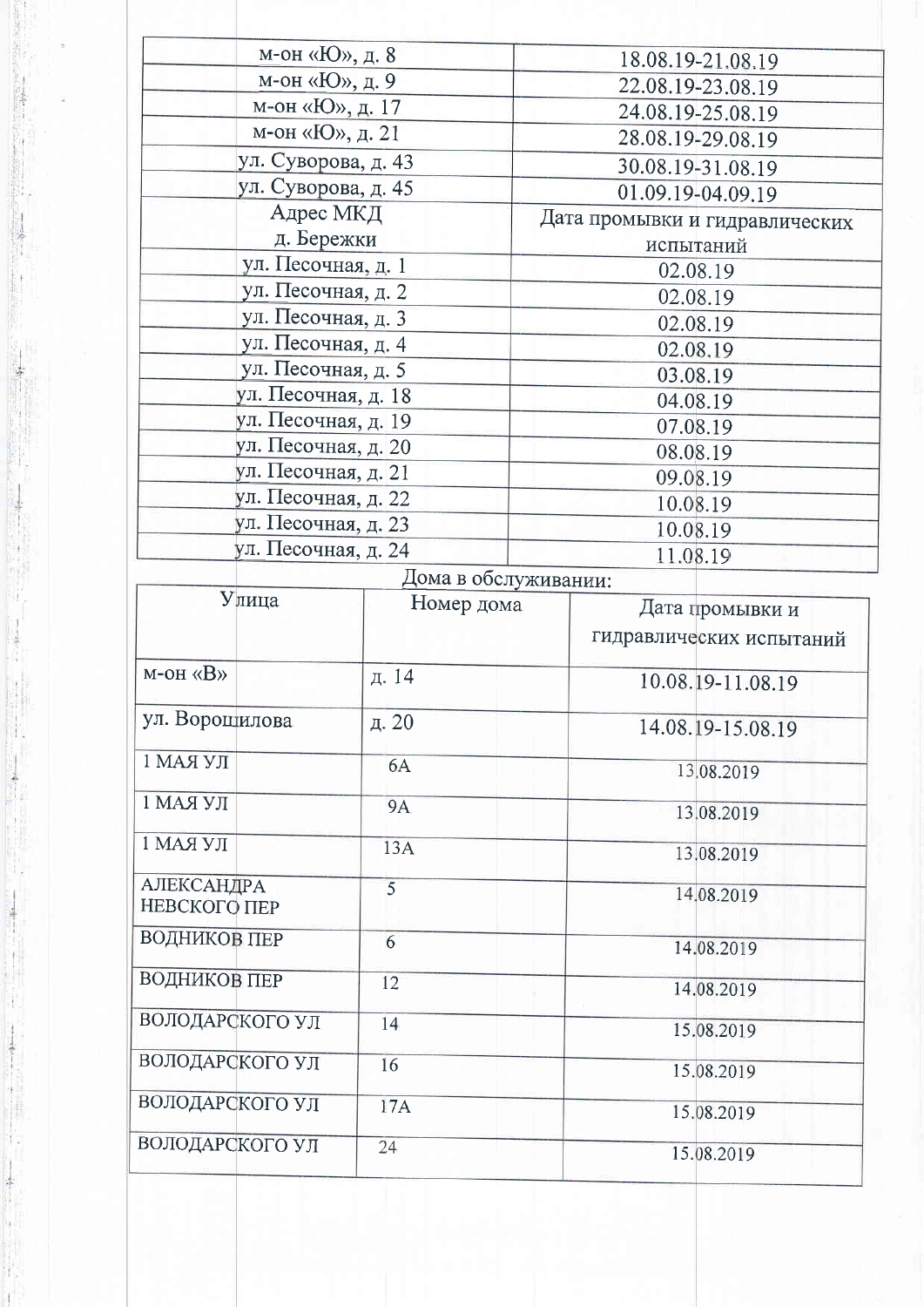| | |
|---|---|
| м-он «Ю», д. 8 | 18.08.19-21.08.19 |
| м-он «Ю», д. 9 | 22.08.19-23.08.19 |
| м-он «Ю», д. 17 | 24.08.19-25.08.19 |
| м-он «Ю», д. 21 | 28.08.19-29.08.19 |
| ул. Суворова, д. 43 | 30.08.19-31.08.19 |
| ул. Суворова, д. 45 | 01.09.19-04.09.19 |
| Адрес МКД д. Бережки | Дата промывки и гидравлических испытаний |
| ул. Песочная, д. 1 | 02.08.19 |
| ул. Песочная, д. 2 | 02.08.19 |
| ул. Песочная, д. 3 | 02.08.19 |
| ул. Песочная, д. 4 | 02.08.19 |
| ул. Песочная, д. 5 | 03.08.19 |
| ул. Песочная, д. 18 | 04.08.19 |
| ул. Песочная, д. 19 | 07.08.19 |
| ул. Песочная, д. 20 | 08.08.19 |
| ул. Песочная, д. 21 | 09.08.19 |
| ул. Песочная, д. 22 | 10.08.19 |
| ул. Песочная, д. 23 | 10.08.19 |
| ул. Песочная, д. 24 | 11.08.19 |

Дома в обслуживании:

| Улица | Номер дома | Дата промывки и гидравлических испытаний |
|---|---|---|
| м-он «В» | д. 14 | 10.08.19-11.08.19 |
| ул. Ворошилова | д. 20 | 14.08.19-15.08.19 |
| 1 МАЯ УЛ | 6А | 13.08.2019 |
| 1 МАЯ УЛ | 9А | 13.08.2019 |
| 1 МАЯ УЛ | 13А | 13.08.2019 |
| АЛЕКСАНДРА НЕВСКОГО ПЕР | 5 | 14.08.2019 |
| ВОДНИКОВ ПЕР | 6 | 14.08.2019 |
| ВОДНИКОВ ПЕР | 12 | 14.08.2019 |
| ВОЛОДАРСКОГО УЛ | 14 | 15.08.2019 |
| ВОЛОДАРСКОГО УЛ | 16 | 15.08.2019 |
| ВОЛОДАРСКОГО УЛ | 17А | 15.08.2019 |
| ВОЛОДАРСКОГО УЛ | 24 | 15.08.2019 |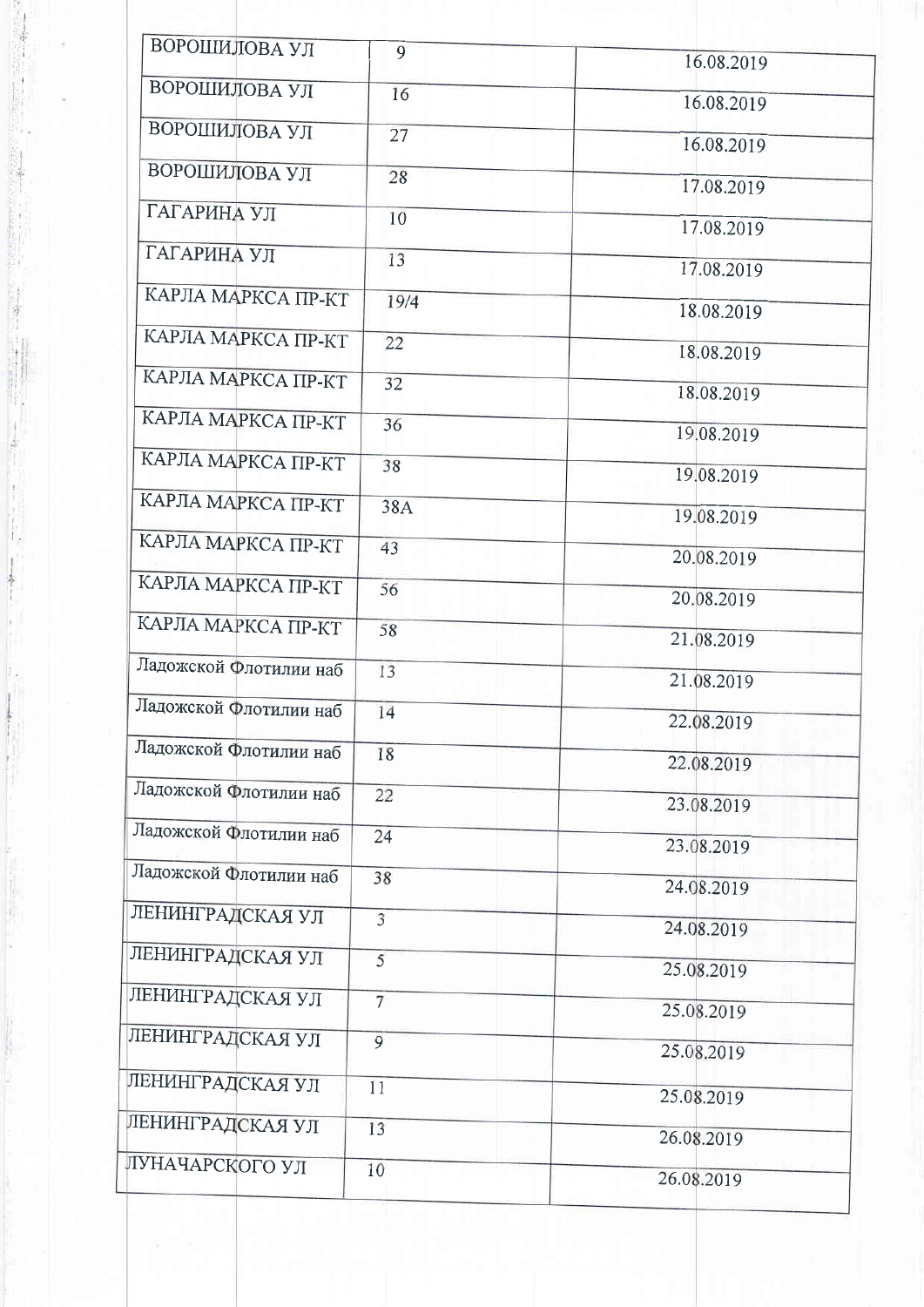| | | |
|---|---|---|
| ВОРОШИЛОВА УЛ | 9 | 16.08.2019 |
| ВОРОШИЛОВА УЛ | 16 | 16.08.2019 |
| ВОРОШИЛОВА УЛ | 27 | 16.08.2019 |
| ВОРОШИЛОВА УЛ | 28 | 17.08.2019 |
| ГАГАРИНА УЛ | 10 | 17.08.2019 |
| ГАГАРИНА УЛ | 13 | 17.08.2019 |
| КАРЛА МАРКСА ПР-КТ | 19/4 | 18.08.2019 |
| КАРЛА МАРКСА ПР-КТ | 22 | 18.08.2019 |
| КАРЛА МАРКСА ПР-КТ | 32 | 18.08.2019 |
| КАРЛА МАРКСА ПР-КТ | 36 | 19.08.2019 |
| КАРЛА МАРКСА ПР-КТ | 38 | 19.08.2019 |
| КАРЛА МАРКСА ПР-КТ | 38А | 19.08.2019 |
| КАРЛА МАРКСА ПР-КТ | 43 | 20.08.2019 |
| КАРЛА МАРКСА ПР-КТ | 56 | 20.08.2019 |
| КАРЛА МАРКСА ПР-КТ | 58 | 21.08.2019 |
| Ладожской Флотилии наб | 13 | 21.08.2019 |
| Ладожской Флотилии наб | 14 | 22.08.2019 |
| Ладожской Флотилии наб | 18 | 22.08.2019 |
| Ладожской Флотилии наб | 22 | 23.08.2019 |
| Ладожской Флотилии наб | 24 | 23.08.2019 |
| Ладожской Флотилии наб | 38 | 24.08.2019 |
| ЛЕНИНГРАДСКАЯ УЛ | 3 | 24.08.2019 |
| ЛЕНИНГРАДСКАЯ УЛ | 5 | 25.08.2019 |
| ЛЕНИНГРАДСКАЯ УЛ | 7 | 25.08.2019 |
| ЛЕНИНГРАДСКАЯ УЛ | 9 | 25.08.2019 |
| ЛЕНИНГРАДСКАЯ УЛ | 11 | 25.08.2019 |
| ЛЕНИНГРАДСКАЯ УЛ | 13 | 26.08.2019 |
| ЛУНАЧАРСКОГО УЛ | 10 | 26.08.2019 |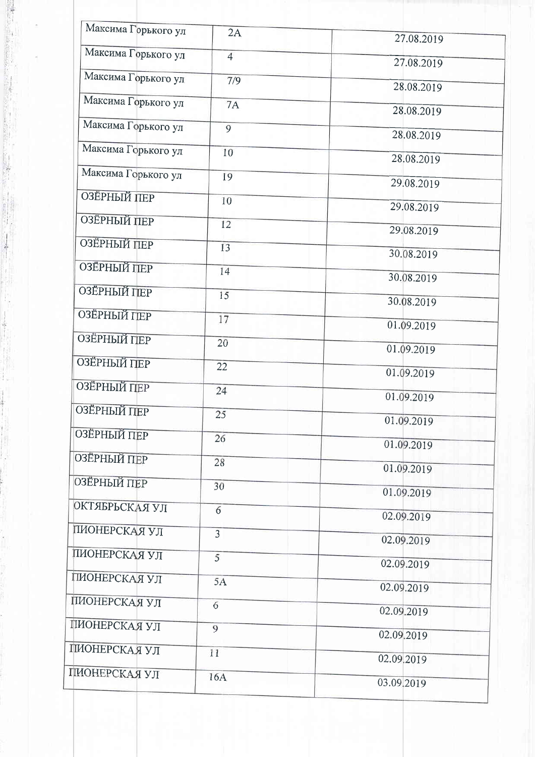| | | |
|---|---|---|
| Максима Горького ул | 2А | 27.08.2019 |
| Максима Горького ул | 4 | 27.08.2019 |
| Максима Горького ул | 7/9 | 28.08.2019 |
| Максима Горького ул | 7А | 28.08.2019 |
| Максима Горького ул | 9 | 28.08.2019 |
| Максима Горького ул | 10 | 28.08.2019 |
| Максима Горького ул | 19 | 29.08.2019 |
| ОЗЁРНЫЙ ПЕР | 10 | 29.08.2019 |
| ОЗЁРНЫЙ ПЕР | 12 | 29.08.2019 |
| ОЗЁРНЫЙ ПЕР | 13 | 30.08.2019 |
| ОЗЁРНЫЙ ПЕР | 14 | 30.08.2019 |
| ОЗЁРНЫЙ ПЕР | 15 | 30.08.2019 |
| ОЗЁРНЫЙ ПЕР | 17 | 01.09.2019 |
| ОЗЁРНЫЙ ПЕР | 20 | 01.09.2019 |
| ОЗЁРНЫЙ ПЕР | 22 | 01.09.2019 |
| ОЗЁРНЫЙ ПЕР | 24 | 01.09.2019 |
| ОЗЁРНЫЙ ПЕР | 25 | 01.09.2019 |
| ОЗЁРНЫЙ ПЕР | 26 | 01.09.2019 |
| ОЗЁРНЫЙ ПЕР | 28 | 01.09.2019 |
| ОЗЁРНЫЙ ПЕР | 30 | 01.09.2019 |
| ОКТЯБРЬСКАЯ УЛ | 6 | 02.09.2019 |
| ПИОНЕРСКАЯ УЛ | 3 | 02.09.2019 |
| ПИОНЕРСКАЯ УЛ | 5 | 02.09.2019 |
| ПИОНЕРСКАЯ УЛ | 5А | 02.09.2019 |
| ПИОНЕРСКАЯ УЛ | 6 | 02.09.2019 |
| ПИОНЕРСКАЯ УЛ | 9 | 02.09.2019 |
| ПИОНЕРСКАЯ УЛ | 11 | 02.09.2019 |
| ПИОНЕРСКАЯ УЛ | 16А | 03.09.2019 |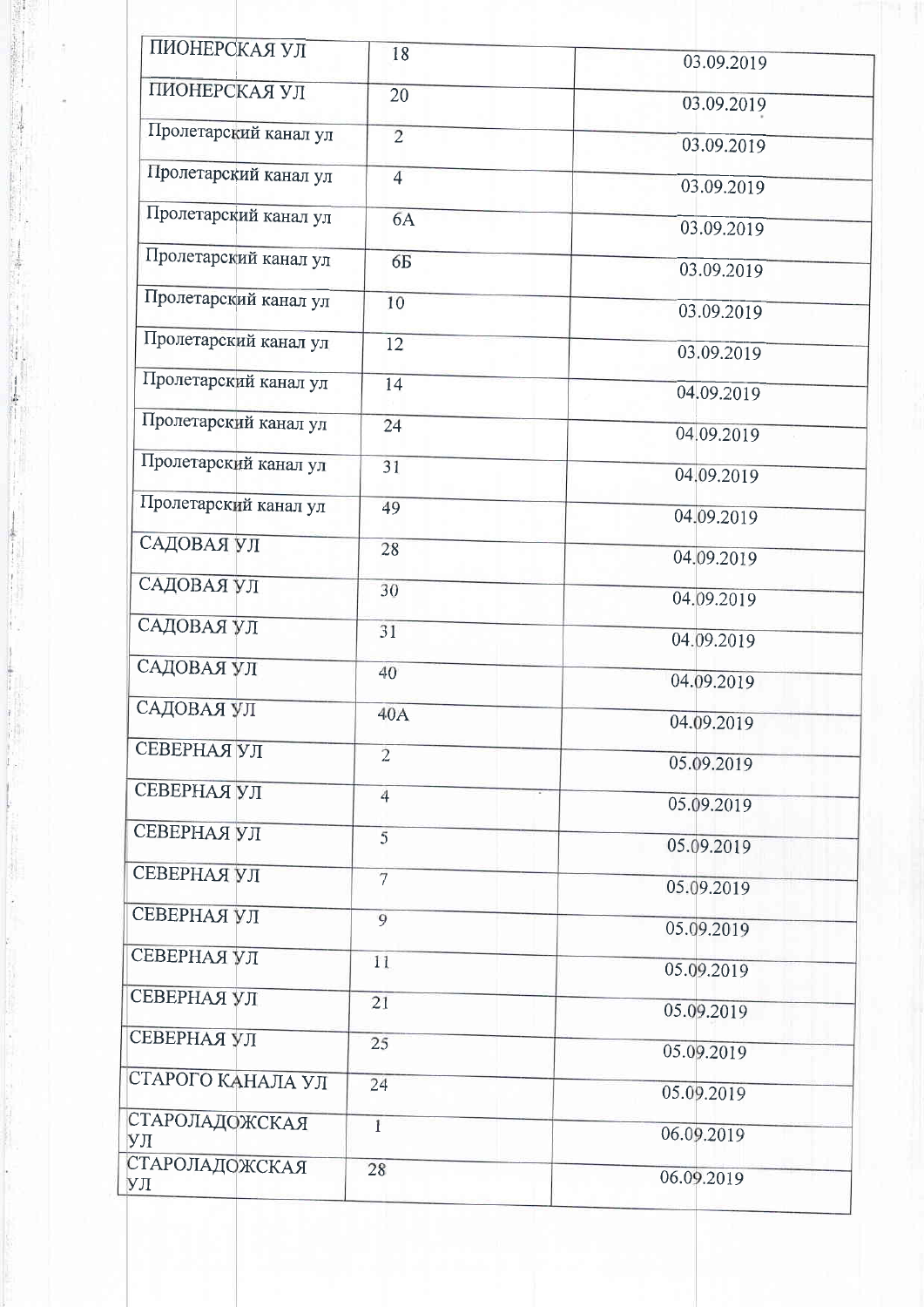| | | |
|---|---|---|
| ПИОНЕРСКАЯ УЛ | 18 | 03.09.2019 |
| ПИОНЕРСКАЯ УЛ | 20 | 03.09.2019 |
| Пролетарский канал ул | 2 | 03.09.2019 |
| Пролетарский канал ул | 4 | 03.09.2019 |
| Пролетарский канал ул | 6А | 03.09.2019 |
| Пролетарский канал ул | 6Б | 03.09.2019 |
| Пролетарский канал ул | 10 | 03.09.2019 |
| Пролетарский канал ул | 12 | 03.09.2019 |
| Пролетарский канал ул | 14 | 04.09.2019 |
| Пролетарский канал ул | 24 | 04.09.2019 |
| Пролетарский канал ул | 31 | 04.09.2019 |
| Пролетарский канал ул | 49 | 04.09.2019 |
| САДОВАЯ УЛ | 28 | 04.09.2019 |
| САДОВАЯ УЛ | 30 | 04.09.2019 |
| САДОВАЯ УЛ | 31 | 04.09.2019 |
| САДОВАЯ УЛ | 40 | 04.09.2019 |
| САДОВАЯ УЛ | 40А | 04.09.2019 |
| СЕВЕРНАЯ УЛ | 2 | 05.09.2019 |
| СЕВЕРНАЯ УЛ | 4 | 05.09.2019 |
| СЕВЕРНАЯ УЛ | 5 | 05.09.2019 |
| СЕВЕРНАЯ УЛ | 7 | 05.09.2019 |
| СЕВЕРНАЯ УЛ | 9 | 05.09.2019 |
| СЕВЕРНАЯ УЛ | 11 | 05.09.2019 |
| СЕВЕРНАЯ УЛ | 21 | 05.09.2019 |
| СЕВЕРНАЯ УЛ | 25 | 05.09.2019 |
| СТАРОГО КАНАЛА УЛ | 24 | 05.09.2019 |
| СТАРОЛАДОЖСКАЯ УЛ | 1 | 06.09.2019 |
| СТАРОЛАДОЖСКАЯ УЛ | 28 | 06.09.2019 |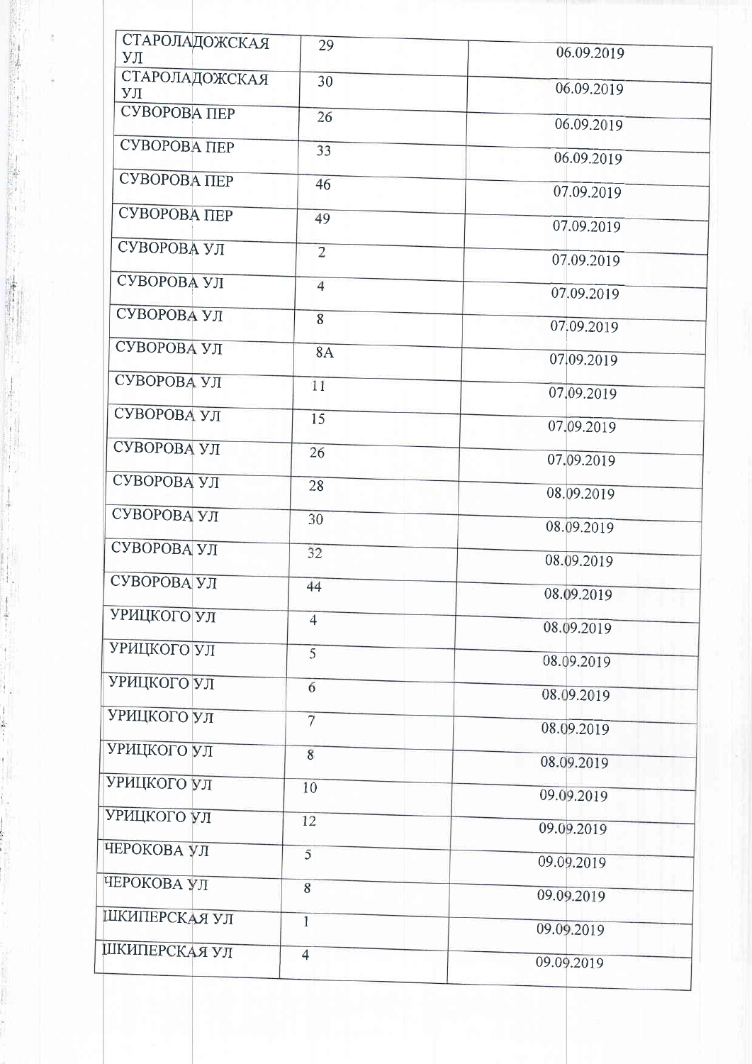| | | |
|---|---|---|
| СТАРОЛАДОЖСКАЯ УЛ | 29 | 06.09.2019 |
| СТАРОЛАДОЖСКАЯ УЛ | 30 | 06.09.2019 |
| СУВОРОВА ПЕР | 26 | 06.09.2019 |
| СУВОРОВА ПЕР | 33 | 06.09.2019 |
| СУВОРОВА ПЕР | 46 | 07.09.2019 |
| СУВОРОВА ПЕР | 49 | 07.09.2019 |
| СУВОРОВА УЛ | 2 | 07.09.2019 |
| СУВОРОВА УЛ | 4 | 07.09.2019 |
| СУВОРОВА УЛ | 8 | 07.09.2019 |
| СУВОРОВА УЛ | 8А | 07.09.2019 |
| СУВОРОВА УЛ | 11 | 07.09.2019 |
| СУВОРОВА УЛ | 15 | 07.09.2019 |
| СУВОРОВА УЛ | 26 | 07.09.2019 |
| СУВОРОВА УЛ | 28 | 08.09.2019 |
| СУВОРОВА УЛ | 30 | 08.09.2019 |
| СУВОРОВА УЛ | 32 | 08.09.2019 |
| СУВОРОВА УЛ | 44 | 08.09.2019 |
| УРИЦКОГО УЛ | 4 | 08.09.2019 |
| УРИЦКОГО УЛ | 5 | 08.09.2019 |
| УРИЦКОГО УЛ | 6 | 08.09.2019 |
| УРИЦКОГО УЛ | 7 | 08.09.2019 |
| УРИЦКОГО УЛ | 8 | 08.09.2019 |
| УРИЦКОГО УЛ | 10 | 09.09.2019 |
| УРИЦКОГО УЛ | 12 | 09.09.2019 |
| ЧЕРОКОВА УЛ | 5 | 09.09.2019 |
| ЧЕРОКОВА УЛ | 8 | 09.09.2019 |
| ШКИПЕРСКАЯ УЛ | 1 | 09.09.2019 |
| ШКИПЕРСКАЯ УЛ | 4 | 09.09.2019 |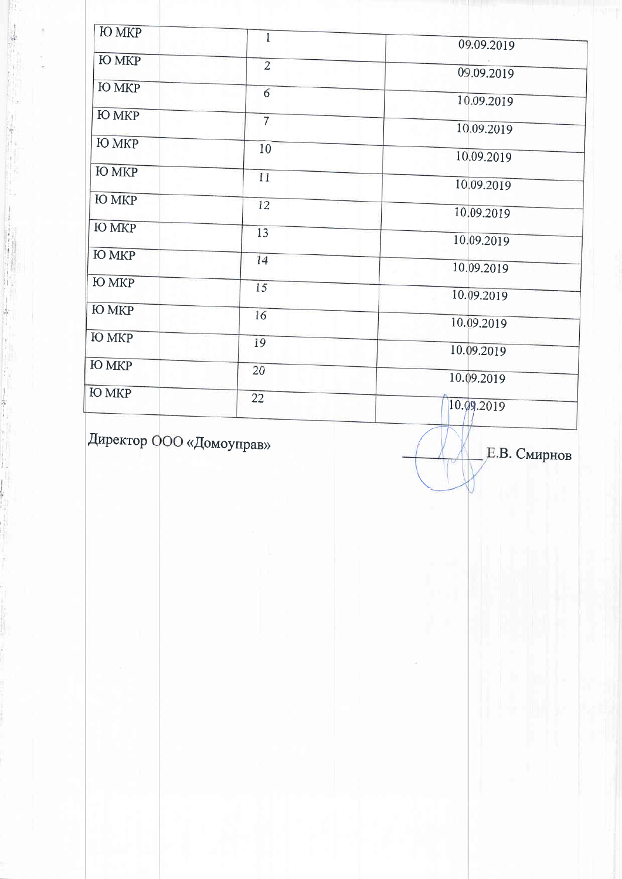| | | |
|---|---|---|
| Ю МКР | 1 | 09.09.2019 |
| Ю МКР | 2 | 09.09.2019 |
| Ю МКР | 6 | 10.09.2019 |
| Ю МКР | 7 | 10.09.2019 |
| Ю МКР | 10 | 10.09.2019 |
| Ю МКР | 11 | 10.09.2019 |
| Ю МКР | 12 | 10.09.2019 |
| Ю МКР | 13 | 10.09.2019 |
| Ю МКР | 14 | 10.09.2019 |
| Ю МКР | 15 | 10.09.2019 |
| Ю МКР | 16 | 10.09.2019 |
| Ю МКР | 19 | 10.09.2019 |
| Ю МКР | 20 | 10.09.2019 |
| Ю МКР | 22 | 10.09.2019 |

Директор ООО «Домоуправ» ____________ Е.В. Смирнов